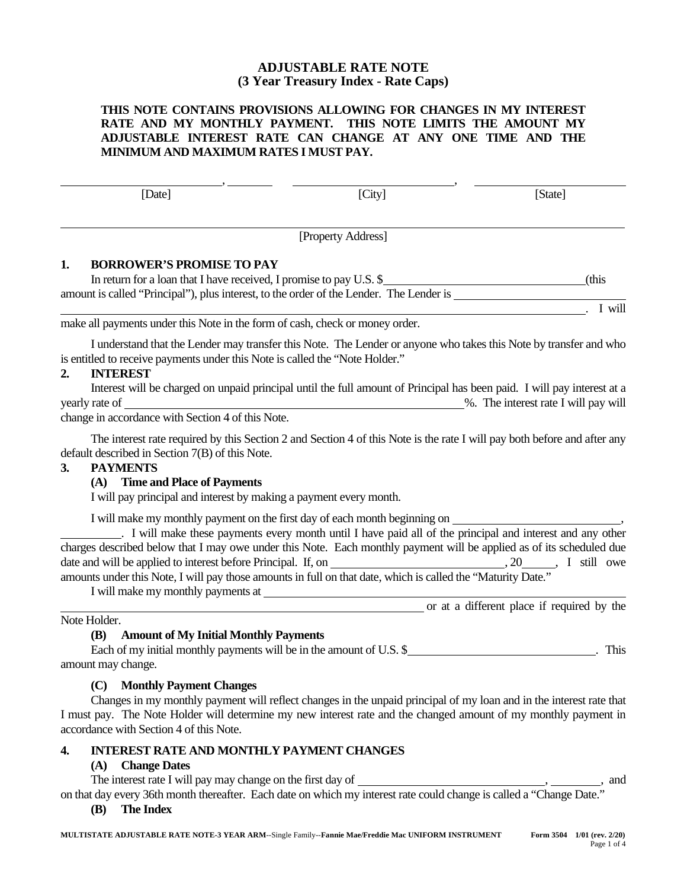# ADJUSTABLE RATE NOTE
## (3 Year Treasury Index - Rate Caps)

**THIS NOTE CONTAINS PROVISIONS ALLOWING FOR CHANGES IN MY INTEREST RATE AND MY MONTHLY PAYMENT. THIS NOTE LIMITS THE AMOUNT MY ADJUSTABLE INTEREST RATE CAN CHANGE AT ANY ONE TIME AND THE MINIMUM AND MAXIMUM RATES I MUST PAY.**

\_\_\_\_\_\_\_\_\_\_\_\_\_\_\_\_\_\_\_\_, \_\_\_\_\_\_\_\_ \_\_\_\_\_\_\_\_\_\_\_\_\_\_\_\_\_\_\_\_, \_\_\_\_\_\_\_\_\_\_\_\_\_\_\_\_\_\_\_\_

[Date] [City] [State]

\_\_\_\_\_\_\_\_\_\_\_\_\_\_\_\_\_\_\_\_\_\_\_\_\_\_\_\_\_\_\_\_\_\_\_\_\_\_\_\_

[Property Address]

### 1. BORROWER'S PROMISE TO PAY

In return for a loan that I have received, I promise to pay U.S. $\_\_\_\_\_\_\_\_\_\_\_\_\_\_\_\_\_\_\_\_ (this amount is called "Principal"), plus interest, to the order of the Lender. The Lender is \_\_\_\_\_\_\_\_\_\_\_\_\_\_\_\_\_\_\_\_\_\_\_\_\_\_\_\_\_\_\_\_\_\_\_\_\_\_\_\_. I will make all payments under this Note in the form of cash, check or money order.

I understand that the Lender may transfer this Note. The Lender or anyone who takes this Note by transfer and who is entitled to receive payments under this Note is called the "Note Holder."

### 2. INTEREST

Interest will be charged on unpaid principal until the full amount of Principal has been paid. I will pay interest at a yearly rate of \_\_\_\_\_\_\_\_\_\_\_\_\_\_\_\_\_\_\_\_\_\_\_\_\_\_\_\_\_\_\_\_\_\_\_\_\_\_\_\_%. The interest rate I will pay will change in accordance with Section 4 of this Note.

The interest rate required by this Section 2 and Section 4 of this Note is the rate I will pay both before and after any default described in Section 7(B) of this Note.

### 3. PAYMENTS

**(A) Time and Place of Payments**

I will pay principal and interest by making a payment every month.

I will make my monthly payment on the first day of each month beginning on \_\_\_\_\_\_\_\_\_\_\_\_\_\_\_\_\_\_\_\_, \_\_\_\_\_\_\_\_. I will make these payments every month until I have paid all of the principal and interest and any other charges described below that I may owe under this Note. Each monthly payment will be applied as of its scheduled due date and will be applied to interest before Principal. If, on \_\_\_\_\_\_\_\_\_\_\_\_\_\_\_\_\_\_\_\_, 20\_\_\_\_, I still owe amounts under this Note, I will pay those amounts in full on that date, which is called the "Maturity Date."

I will make my monthly payments at \_\_\_\_\_\_\_\_\_\_\_\_\_\_\_\_\_\_\_\_\_\_\_\_\_\_\_\_\_\_\_\_\_\_\_\_\_\_\_\_ or at a different place if required by the Note Holder.

**(B) Amount of My Initial Monthly Payments**

Each of my initial monthly payments will be in the amount of U.S. $\_\_\_\_\_\_\_\_\_\_\_\_\_\_\_\_\_\_\_\_. This amount may change.

**(C) Monthly Payment Changes**

Changes in my monthly payment will reflect changes in the unpaid principal of my loan and in the interest rate that I must pay. The Note Holder will determine my new interest rate and the changed amount of my monthly payment in accordance with Section 4 of this Note.

### 4. INTEREST RATE AND MONTHLY PAYMENT CHANGES

**(A) Change Dates**

The interest rate I will pay may change on the first day of \_\_\_\_\_\_\_\_\_\_\_\_\_\_\_\_\_\_\_\_, \_\_\_\_\_\_\_\_, and on that day every 36th month thereafter. Each date on which my interest rate could change is called a "Change Date."

**(B) The Index**

**MULTISTATE ADJUSTABLE RATE NOTE-3 YEAR ARM**--Single Family--**Fannie Mae/Freddie Mac UNIFORM INSTRUMENT** **Form 3504 1/01 (rev. 2/20)**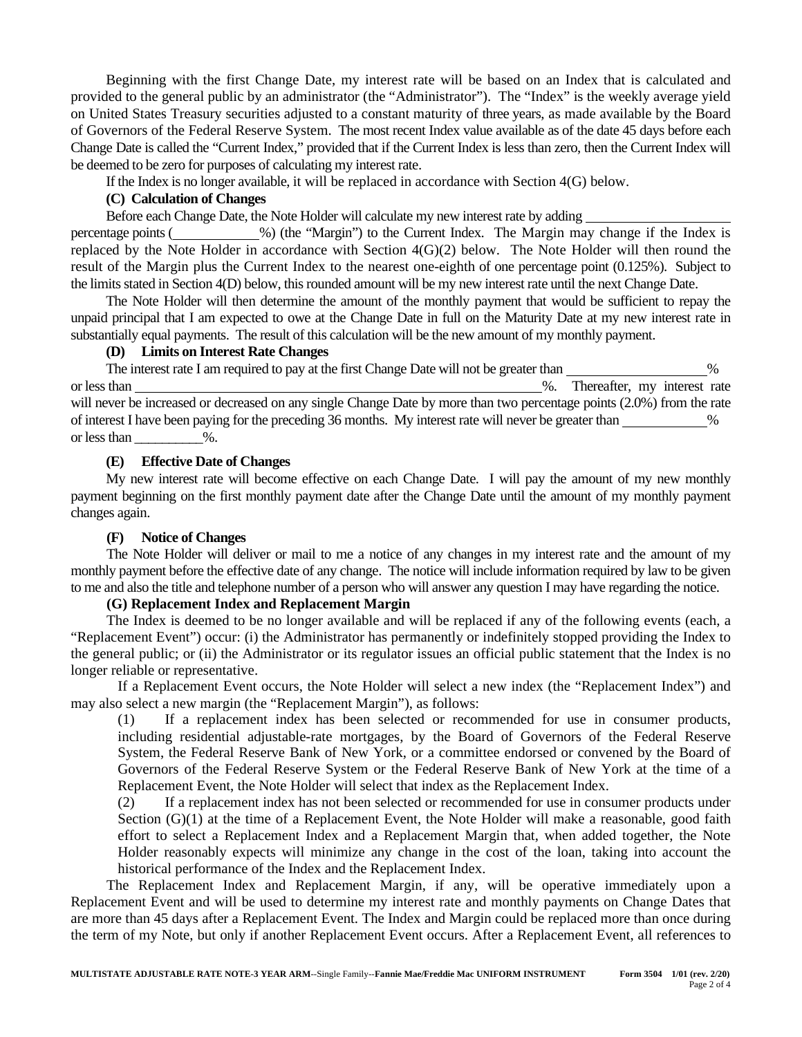Beginning with the first Change Date, my interest rate will be based on an Index that is calculated and provided to the general public by an administrator (the "Administrator"). The "Index" is the weekly average yield on United States Treasury securities adjusted to a constant maturity of three years, as made available by the Board of Governors of the Federal Reserve System. The most recent Index value available as of the date 45 days before each Change Date is called the "Current Index," provided that if the Current Index is less than zero, then the Current Index will be deemed to be zero for purposes of calculating my interest rate.

If the Index is no longer available, it will be replaced in accordance with Section 4(G) below.

**(C) Calculation of Changes**

Before each Change Date, the Note Holder will calculate my new interest rate by adding ____________________ percentage points (____________%) (the "Margin") to the Current Index. The Margin may change if the Index is replaced by the Note Holder in accordance with Section 4(G)(2) below. The Note Holder will then round the result of the Margin plus the Current Index to the nearest one-eighth of one percentage point (0.125%). Subject to the limits stated in Section 4(D) below, this rounded amount will be my new interest rate until the next Change Date.

The Note Holder will then determine the amount of the monthly payment that would be sufficient to repay the unpaid principal that I am expected to owe at the Change Date in full on the Maturity Date at my new interest rate in substantially equal payments. The result of this calculation will be the new amount of my monthly payment.

**(D) Limits on Interest Rate Changes**

The interest rate I am required to pay at the first Change Date will not be greater than ____________________% or less than ____________________________________________________________%. Thereafter, my interest rate will never be increased or decreased on any single Change Date by more than two percentage points (2.0%) from the rate of interest I have been paying for the preceding 36 months. My interest rate will never be greater than ____________% or less than __________%.

**(E) Effective Date of Changes**

My new interest rate will become effective on each Change Date. I will pay the amount of my new monthly payment beginning on the first monthly payment date after the Change Date until the amount of my monthly payment changes again.

**(F) Notice of Changes**

The Note Holder will deliver or mail to me a notice of any changes in my interest rate and the amount of my monthly payment before the effective date of any change. The notice will include information required by law to be given to me and also the title and telephone number of a person who will answer any question I may have regarding the notice.

**(G) Replacement Index and Replacement Margin**

The Index is deemed to be no longer available and will be replaced if any of the following events (each, a "Replacement Event") occur: (i) the Administrator has permanently or indefinitely stopped providing the Index to the general public; or (ii) the Administrator or its regulator issues an official public statement that the Index is no longer reliable or representative.

If a Replacement Event occurs, the Note Holder will select a new index (the "Replacement Index") and may also select a new margin (the "Replacement Margin"), as follows:

(1) If a replacement index has been selected or recommended for use in consumer products, including residential adjustable-rate mortgages, by the Board of Governors of the Federal Reserve System, the Federal Reserve Bank of New York, or a committee endorsed or convened by the Board of Governors of the Federal Reserve System or the Federal Reserve Bank of New York at the time of a Replacement Event, the Note Holder will select that index as the Replacement Index.

(2) If a replacement index has not been selected or recommended for use in consumer products under Section (G)(1) at the time of a Replacement Event, the Note Holder will make a reasonable, good faith effort to select a Replacement Index and a Replacement Margin that, when added together, the Note Holder reasonably expects will minimize any change in the cost of the loan, taking into account the historical performance of the Index and the Replacement Index.

The Replacement Index and Replacement Margin, if any, will be operative immediately upon a Replacement Event and will be used to determine my interest rate and monthly payments on Change Dates that are more than 45 days after a Replacement Event. The Index and Margin could be replaced more than once during the term of my Note, but only if another Replacement Event occurs. After a Replacement Event, all references to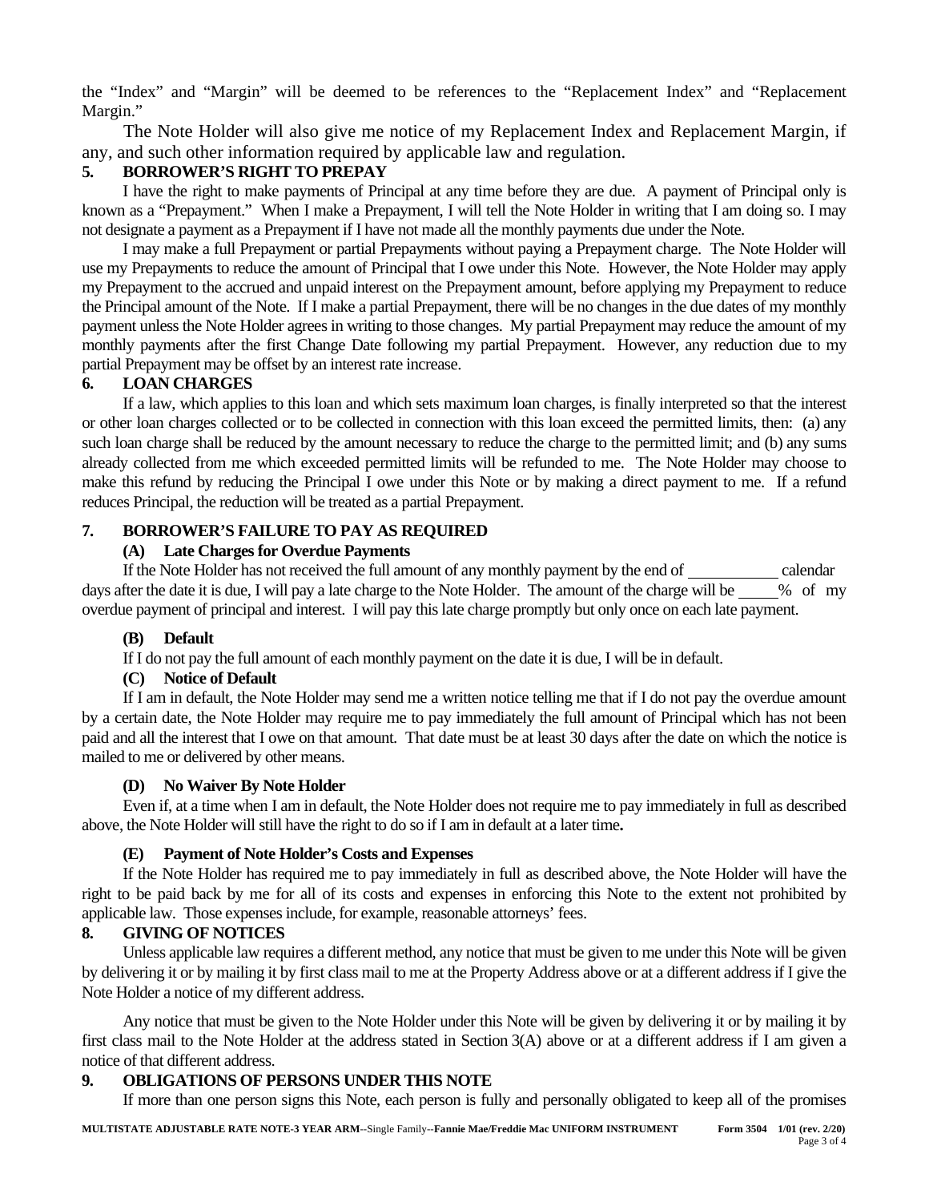the "Index" and "Margin" will be deemed to be references to the "Replacement Index" and "Replacement Margin."

The Note Holder will also give me notice of my Replacement Index and Replacement Margin, if any, and such other information required by applicable law and regulation.

**5. BORROWER'S RIGHT TO PREPAY**

I have the right to make payments of Principal at any time before they are due. A payment of Principal only is known as a "Prepayment." When I make a Prepayment, I will tell the Note Holder in writing that I am doing so. I may not designate a payment as a Prepayment if I have not made all the monthly payments due under the Note.

I may make a full Prepayment or partial Prepayments without paying a Prepayment charge. The Note Holder will use my Prepayments to reduce the amount of Principal that I owe under this Note. However, the Note Holder may apply my Prepayment to the accrued and unpaid interest on the Prepayment amount, before applying my Prepayment to reduce the Principal amount of the Note. If I make a partial Prepayment, there will be no changes in the due dates of my monthly payment unless the Note Holder agrees in writing to those changes. My partial Prepayment may reduce the amount of my monthly payments after the first Change Date following my partial Prepayment. However, any reduction due to my partial Prepayment may be offset by an interest rate increase.

**6. LOAN CHARGES**

If a law, which applies to this loan and which sets maximum loan charges, is finally interpreted so that the interest or other loan charges collected or to be collected in connection with this loan exceed the permitted limits, then: (a) any such loan charge shall be reduced by the amount necessary to reduce the charge to the permitted limit; and (b) any sums already collected from me which exceeded permitted limits will be refunded to me. The Note Holder may choose to make this refund by reducing the Principal I owe under this Note or by making a direct payment to me. If a refund reduces Principal, the reduction will be treated as a partial Prepayment.

**7. BORROWER'S FAILURE TO PAY AS REQUIRED**

**(A) Late Charges for Overdue Payments**

If the Note Holder has not received the full amount of any monthly payment by the end of ___________ calendar days after the date it is due, I will pay a late charge to the Note Holder. The amount of the charge will be _____% of my overdue payment of principal and interest. I will pay this late charge promptly but only once on each late payment.

**(B) Default**

If I do not pay the full amount of each monthly payment on the date it is due, I will be in default.

**(C) Notice of Default**

If I am in default, the Note Holder may send me a written notice telling me that if I do not pay the overdue amount by a certain date, the Note Holder may require me to pay immediately the full amount of Principal which has not been paid and all the interest that I owe on that amount. That date must be at least 30 days after the date on which the notice is mailed to me or delivered by other means.

**(D) No Waiver By Note Holder**

Even if, at a time when I am in default, the Note Holder does not require me to pay immediately in full as described above, the Note Holder will still have the right to do so if I am in default at a later time.

**(E) Payment of Note Holder's Costs and Expenses**

If the Note Holder has required me to pay immediately in full as described above, the Note Holder will have the right to be paid back by me for all of its costs and expenses in enforcing this Note to the extent not prohibited by applicable law. Those expenses include, for example, reasonable attorneys' fees.

**8. GIVING OF NOTICES**

Unless applicable law requires a different method, any notice that must be given to me under this Note will be given by delivering it or by mailing it by first class mail to me at the Property Address above or at a different address if I give the Note Holder a notice of my different address.

Any notice that must be given to the Note Holder under this Note will be given by delivering it or by mailing it by first class mail to the Note Holder at the address stated in Section 3(A) above or at a different address if I am given a notice of that different address.

**9. OBLIGATIONS OF PERSONS UNDER THIS NOTE**

If more than one person signs this Note, each person is fully and personally obligated to keep all of the promises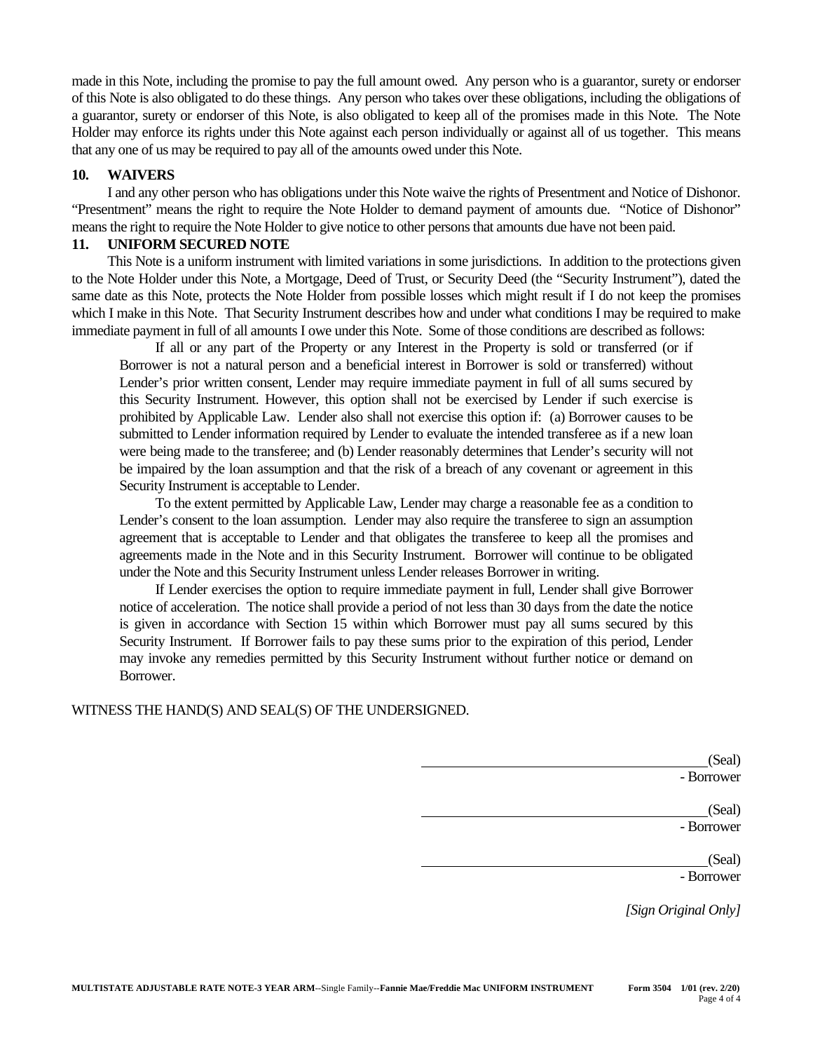made in this Note, including the promise to pay the full amount owed. Any person who is a guarantor, surety or endorser of this Note is also obligated to do these things. Any person who takes over these obligations, including the obligations of a guarantor, surety or endorser of this Note, is also obligated to keep all of the promises made in this Note. The Note Holder may enforce its rights under this Note against each person individually or against all of us together. This means that any one of us may be required to pay all of the amounts owed under this Note.

**10. WAIVERS**

I and any other person who has obligations under this Note waive the rights of Presentment and Notice of Dishonor. "Presentment" means the right to require the Note Holder to demand payment of amounts due. "Notice of Dishonor" means the right to require the Note Holder to give notice to other persons that amounts due have not been paid.

**11. UNIFORM SECURED NOTE**

This Note is a uniform instrument with limited variations in some jurisdictions. In addition to the protections given to the Note Holder under this Note, a Mortgage, Deed of Trust, or Security Deed (the "Security Instrument"), dated the same date as this Note, protects the Note Holder from possible losses which might result if I do not keep the promises which I make in this Note. That Security Instrument describes how and under what conditions I may be required to make immediate payment in full of all amounts I owe under this Note. Some of those conditions are described as follows:

> If all or any part of the Property or any Interest in the Property is sold or transferred (or if Borrower is not a natural person and a beneficial interest in Borrower is sold or transferred) without Lender's prior written consent, Lender may require immediate payment in full of all sums secured by this Security Instrument. However, this option shall not be exercised by Lender if such exercise is prohibited by Applicable Law. Lender also shall not exercise this option if: (a) Borrower causes to be submitted to Lender information required by Lender to evaluate the intended transferee as if a new loan were being made to the transferee; and (b) Lender reasonably determines that Lender's security will not be impaired by the loan assumption and that the risk of a breach of any covenant or agreement in this Security Instrument is acceptable to Lender.
>
> To the extent permitted by Applicable Law, Lender may charge a reasonable fee as a condition to Lender's consent to the loan assumption. Lender may also require the transferee to sign an assumption agreement that is acceptable to Lender and that obligates the transferee to keep all the promises and agreements made in the Note and in this Security Instrument. Borrower will continue to be obligated under the Note and this Security Instrument unless Lender releases Borrower in writing.
>
> If Lender exercises the option to require immediate payment in full, Lender shall give Borrower notice of acceleration. The notice shall provide a period of not less than 30 days from the date the notice is given in accordance with Section 15 within which Borrower must pay all sums secured by this Security Instrument. If Borrower fails to pay these sums prior to the expiration of this period, Lender may invoke any remedies permitted by this Security Instrument without further notice or demand on Borrower.

WITNESS THE HAND(S) AND SEAL(S) OF THE UNDERSIGNED.

\_\_\_\_\_\_\_\_\_\_\_\_\_\_\_\_\_\_\_\_\_\_\_\_\_\_\_\_\_\_\_\_(Seal)
- Borrower

\_\_\_\_\_\_\_\_\_\_\_\_\_\_\_\_\_\_\_\_\_\_\_\_\_\_\_\_\_\_\_\_(Seal)
- Borrower

\_\_\_\_\_\_\_\_\_\_\_\_\_\_\_\_\_\_\_\_\_\_\_\_\_\_\_\_\_\_\_\_(Seal)
- Borrower

*[Sign Original Only]*

**MULTISTATE ADJUSTABLE RATE NOTE-3 YEAR ARM**--Single Family--**Fannie Mae/Freddie Mac UNIFORM INSTRUMENT** **Form 3504 1/01 (rev. 2/20)**